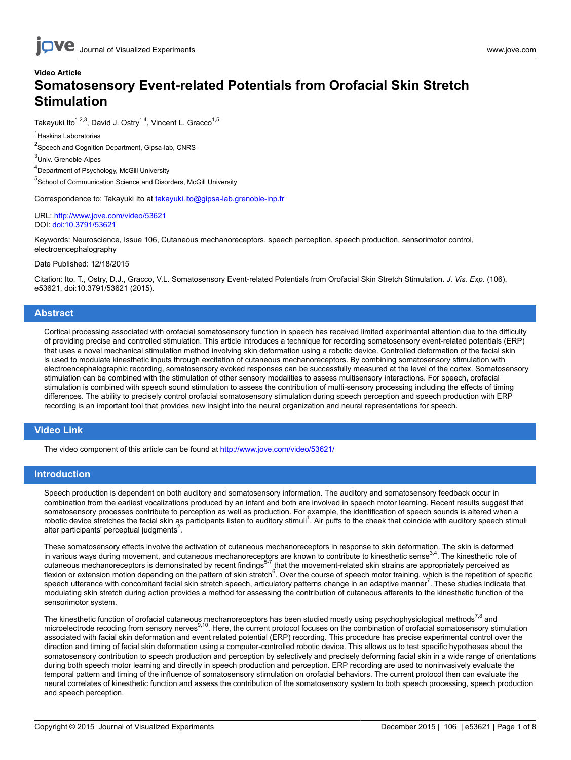**Video Article**

# Somatosensory Event-related Potentials from Orofacial Skin Stretch Stimulation

Takayuki Ito[1,2,3], David J. Ostry[1,4], Vincent L. Gracco[1,5]

[1]Haskins Laboratories

[2]Speech and Cognition Department, Gipsa-lab, CNRS

[3]Univ. Grenoble-Alpes

[4]Department of Psychology, McGill University

[5]School of Communication Science and Disorders, McGill University

Correspondence to: Takayuki Ito at takayuki.ito@gipsa-lab.grenoble-inp.fr

URL: http://www.jove.com/video/53621
DOI: doi:10.3791/53621

Keywords: Neuroscience, Issue 106, Cutaneous mechanoreceptors, speech perception, speech production, sensorimotor control, electroencephalography

Date Published: 12/18/2015

Citation: Ito, T., Ostry, D.J., Gracco, V.L. Somatosensory Event-related Potentials from Orofacial Skin Stretch Stimulation. *J. Vis. Exp.* (106), e53621, doi:10.3791/53621 (2015).

## Abstract

Cortical processing associated with orofacial somatosensory function in speech has received limited experimental attention due to the difficulty of providing precise and controlled stimulation. This article introduces a technique for recording somatosensory event-related potentials (ERP) that uses a novel mechanical stimulation method involving skin deformation using a robotic device. Controlled deformation of the facial skin is used to modulate kinesthetic inputs through excitation of cutaneous mechanoreceptors. By combining somatosensory stimulation with electroencephalographic recording, somatosensory evoked responses can be successfully measured at the level of the cortex. Somatosensory stimulation can be combined with the stimulation of other sensory modalities to assess multisensory interactions. For speech, orofacial stimulation is combined with speech sound stimulation to assess the contribution of multi-sensory processing including the effects of timing differences. The ability to precisely control orofacial somatosensory stimulation during speech perception and speech production with ERP recording is an important tool that provides new insight into the neural organization and neural representations for speech.

## Video Link

The video component of this article can be found at http://www.jove.com/video/53621/

## Introduction

Speech production is dependent on both auditory and somatosensory information. The auditory and somatosensory feedback occur in combination from the earliest vocalizations produced by an infant and both are involved in speech motor learning. Recent results suggest that somatosensory processes contribute to perception as well as production. For example, the identification of speech sounds is altered when a robotic device stretches the facial skin as participants listen to auditory stimuli[1]. Air puffs to the cheek that coincide with auditory speech stimuli alter participants' perceptual judgments[2].

These somatosensory effects involve the activation of cutaneous mechanoreceptors in response to skin deformation. The skin is deformed in various ways during movement, and cutaneous mechanoreceptors are known to contribute to kinesthetic sense[3,4]. The kinesthetic role of cutaneous mechanoreceptors is demonstrated by recent findings[5-7] that the movement-related skin strains are appropriately perceived as flexion or extension motion depending on the pattern of skin stretch[6]. Over the course of speech motor training, which is the repetition of specific speech utterance with concomitant facial skin stretch speech, articulatory patterns change in an adaptive manner[7]. These studies indicate that modulating skin stretch during action provides a method for assessing the contribution of cutaneous afferents to the kinesthetic function of the sensorimotor system.

The kinesthetic function of orofacial cutaneous mechanoreceptors has been studied mostly using psychophysiological methods[7,8] and microelectrode recoding from sensory nerves[9,10]. Here, the current protocol focuses on the combination of orofacial somatosensory stimulation associated with facial skin deformation and event related potential (ERP) recording. This procedure has precise experimental control over the direction and timing of facial skin deformation using a computer-controlled robotic device. This allows us to test specific hypotheses about the somatosensory contribution to speech production and perception by selectively and precisely deforming facial skin in a wide range of orientations during both speech motor learning and directly in speech production and perception. ERP recording are used to noninvasively evaluate the temporal pattern and timing of the influence of somatosensory stimulation on orofacial behaviors. The current protocol then can evaluate the neural correlates of kinesthetic function and assess the contribution of the somatosensory system to both speech processing, speech production and speech perception.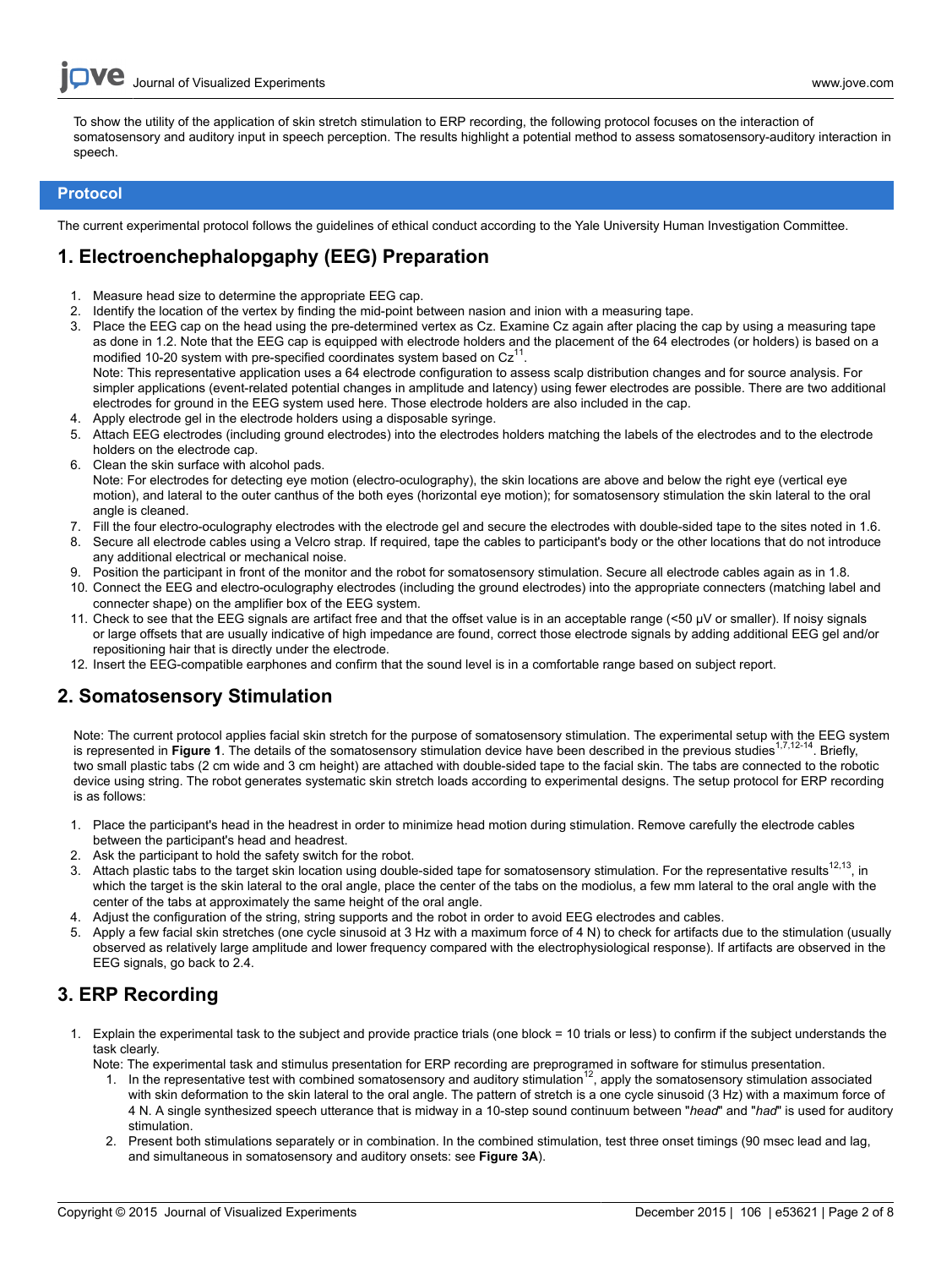To show the utility of the application of skin stretch stimulation to ERP recording, the following protocol focuses on the interaction of somatosensory and auditory input in speech perception. The results highlight a potential method to assess somatosensory-auditory interaction in speech.

## Protocol

The current experimental protocol follows the guidelines of ethical conduct according to the Yale University Human Investigation Committee.

## 1. Electroenchephalopgaphy (EEG) Preparation

1. Measure head size to determine the appropriate EEG cap.
2. Identify the location of the vertex by finding the mid-point between nasion and inion with a measuring tape.
3. Place the EEG cap on the head using the pre-determined vertex as Cz. Examine Cz again after placing the cap by using a measuring tape as done in 1.2. Note that the EEG cap is equipped with electrode holders and the placement of the 64 electrodes (or holders) is based on a modified 10-20 system with pre-specified coordinates system based on Cz[11].
   Note: This representative application uses a 64 electrode configuration to assess scalp distribution changes and for source analysis. For simpler applications (event-related potential changes in amplitude and latency) using fewer electrodes are possible. There are two additional electrodes for ground in the EEG system used here. Those electrode holders are also included in the cap.
4. Apply electrode gel in the electrode holders using a disposable syringe.
5. Attach EEG electrodes (including ground electrodes) into the electrodes holders matching the labels of the electrodes and to the electrode holders on the electrode cap.
6. Clean the skin surface with alcohol pads.
   Note: For electrodes for detecting eye motion (electro-oculography), the skin locations are above and below the right eye (vertical eye motion), and lateral to the outer canthus of the both eyes (horizontal eye motion); for somatosensory stimulation the skin lateral to the oral angle is cleaned.
7. Fill the four electro-oculography electrodes with the electrode gel and secure the electrodes with double-sided tape to the sites noted in 1.6.
8. Secure all electrode cables using a Velcro strap. If required, tape the cables to participant's body or the other locations that do not introduce any additional electrical or mechanical noise.
9. Position the participant in front of the monitor and the robot for somatosensory stimulation. Secure all electrode cables again as in 1.8.
10. Connect the EEG and electro-oculography electrodes (including the ground electrodes) into the appropriate connecters (matching label and connecter shape) on the amplifier box of the EEG system.
11. Check to see that the EEG signals are artifact free and that the offset value is in an acceptable range (<50 µV or smaller). If noisy signals or large offsets that are usually indicative of high impedance are found, correct those electrode signals by adding additional EEG gel and/or repositioning hair that is directly under the electrode.
12. Insert the EEG-compatible earphones and confirm that the sound level is in a comfortable range based on subject report.

## 2. Somatosensory Stimulation

Note: The current protocol applies facial skin stretch for the purpose of somatosensory stimulation. The experimental setup with the EEG system is represented in **Figure 1**. The details of the somatosensory stimulation device have been described in the previous studies[1,7,12-14]. Briefly, two small plastic tabs (2 cm wide and 3 cm height) are attached with double-sided tape to the facial skin. The tabs are connected to the robotic device using string. The robot generates systematic skin stretch loads according to experimental designs. The setup protocol for ERP recording is as follows:

1. Place the participant's head in the headrest in order to minimize head motion during stimulation. Remove carefully the electrode cables between the participant's head and headrest.
2. Ask the participant to hold the safety switch for the robot.
3. Attach plastic tabs to the target skin location using double-sided tape for somatosensory stimulation. For the representative results[12,13], in which the target is the skin lateral to the oral angle, place the center of the tabs on the modiolus, a few mm lateral to the oral angle with the center of the tabs at approximately the same height of the oral angle.
4. Adjust the configuration of the string, string supports and the robot in order to avoid EEG electrodes and cables.
5. Apply a few facial skin stretches (one cycle sinusoid at 3 Hz with a maximum force of 4 N) to check for artifacts due to the stimulation (usually observed as relatively large amplitude and lower frequency compared with the electrophysiological response). If artifacts are observed in the EEG signals, go back to 2.4.

## 3. ERP Recording

1. Explain the experimental task to the subject and provide practice trials (one block = 10 trials or less) to confirm if the subject understands the task clearly.
   Note: The experimental task and stimulus presentation for ERP recording are preprogramed in software for stimulus presentation.
   1. In the representative test with combined somatosensory and auditory stimulation[12], apply the somatosensory stimulation associated with skin deformation to the skin lateral to the oral angle. The pattern of stretch is a one cycle sinusoid (3 Hz) with a maximum force of 4 N. A single synthesized speech utterance that is midway in a 10-step sound continuum between "*head*" and "*had*" is used for auditory stimulation.
   2. Present both stimulations separately or in combination. In the combined stimulation, test three onset timings (90 msec lead and lag, and simultaneous in somatosensory and auditory onsets: see **Figure 3A**).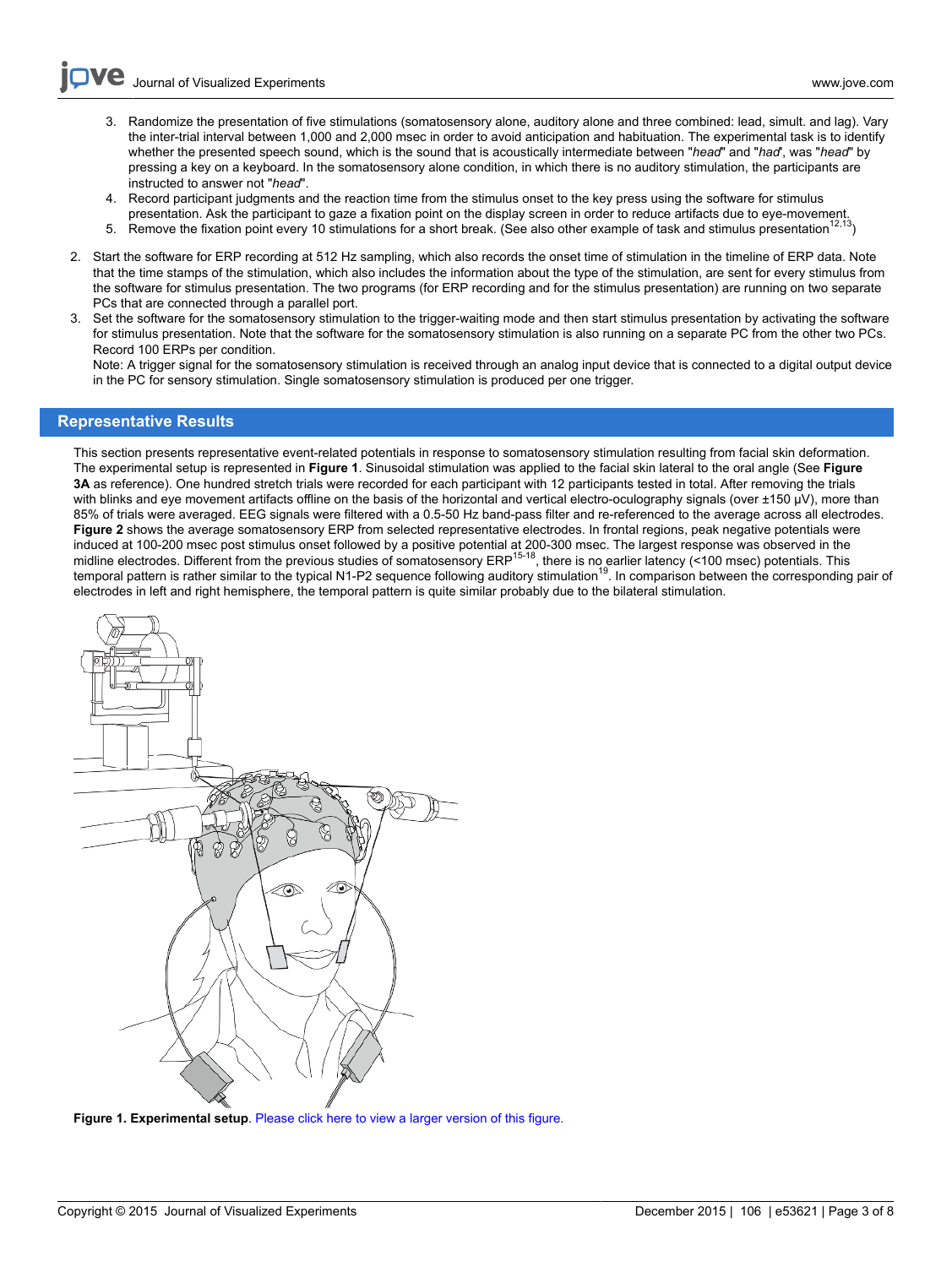3. Randomize the presentation of five stimulations (somatosensory alone, auditory alone and three combined: lead, simult. and lag). Vary the inter-trial interval between 1,000 and 2,000 msec in order to avoid anticipation and habituation. The experimental task is to identify whether the presented speech sound, which is the sound that is acoustically intermediate between "*head*" and "*had*", was "*head*" by pressing a key on a keyboard. In the somatosensory alone condition, in which there is no auditory stimulation, the participants are instructed to answer not "*head*".
4. Record participant judgments and the reaction time from the stimulus onset to the key press using the software for stimulus presentation. Ask the participant to gaze a fixation point on the display screen in order to reduce artifacts due to eye-movement.
5. Remove the fixation point every 10 stimulations for a short break. (See also other example of task and stimulus presentation[12,13])

2. Start the software for ERP recording at 512 Hz sampling, which also records the onset time of stimulation in the timeline of ERP data. Note that the time stamps of the stimulation, which also includes the information about the type of the stimulation, are sent for every stimulus from the software for stimulus presentation. The two programs (for ERP recording and for the stimulus presentation) are running on two separate PCs that are connected through a parallel port.
3. Set the software for the somatosensory stimulation to the trigger-waiting mode and then start stimulus presentation by activating the software for stimulus presentation. Note that the software for the somatosensory stimulation is also running on a separate PC from the other two PCs. Record 100 ERPs per condition.
   Note: A trigger signal for the somatosensory stimulation is received through an analog input device that is connected to a digital output device in the PC for sensory stimulation. Single somatosensory stimulation is produced per one trigger.

## Representative Results

This section presents representative event-related potentials in response to somatosensory stimulation resulting from facial skin deformation. The experimental setup is represented in **Figure 1**. Sinusoidal stimulation was applied to the facial skin lateral to the oral angle (See **Figure 3A** as reference). One hundred stretch trials were recorded for each participant with 12 participants tested in total. After removing the trials with blinks and eye movement artifacts offline on the basis of the horizontal and vertical electro-oculography signals (over ±150 µV), more than 85% of trials were averaged. EEG signals were filtered with a 0.5-50 Hz band-pass filter and re-referenced to the average across all electrodes. **Figure 2** shows the average somatosensory ERP from selected representative electrodes. In frontal regions, peak negative potentials were induced at 100-200 msec post stimulus onset followed by a positive potential at 200-300 msec. The largest response was observed in the midline electrodes. Different from the previous studies of somatosensory ERP[15-18], there is no earlier latency (<100 msec) potentials. This temporal pattern is rather similar to the typical N1-P2 sequence following auditory stimulation[19]. In comparison between the corresponding pair of electrodes in left and right hemisphere, the temporal pattern is quite similar probably due to the bilateral stimulation.

**Figure 1. Experimental setup**. Please click here to view a larger version of this figure.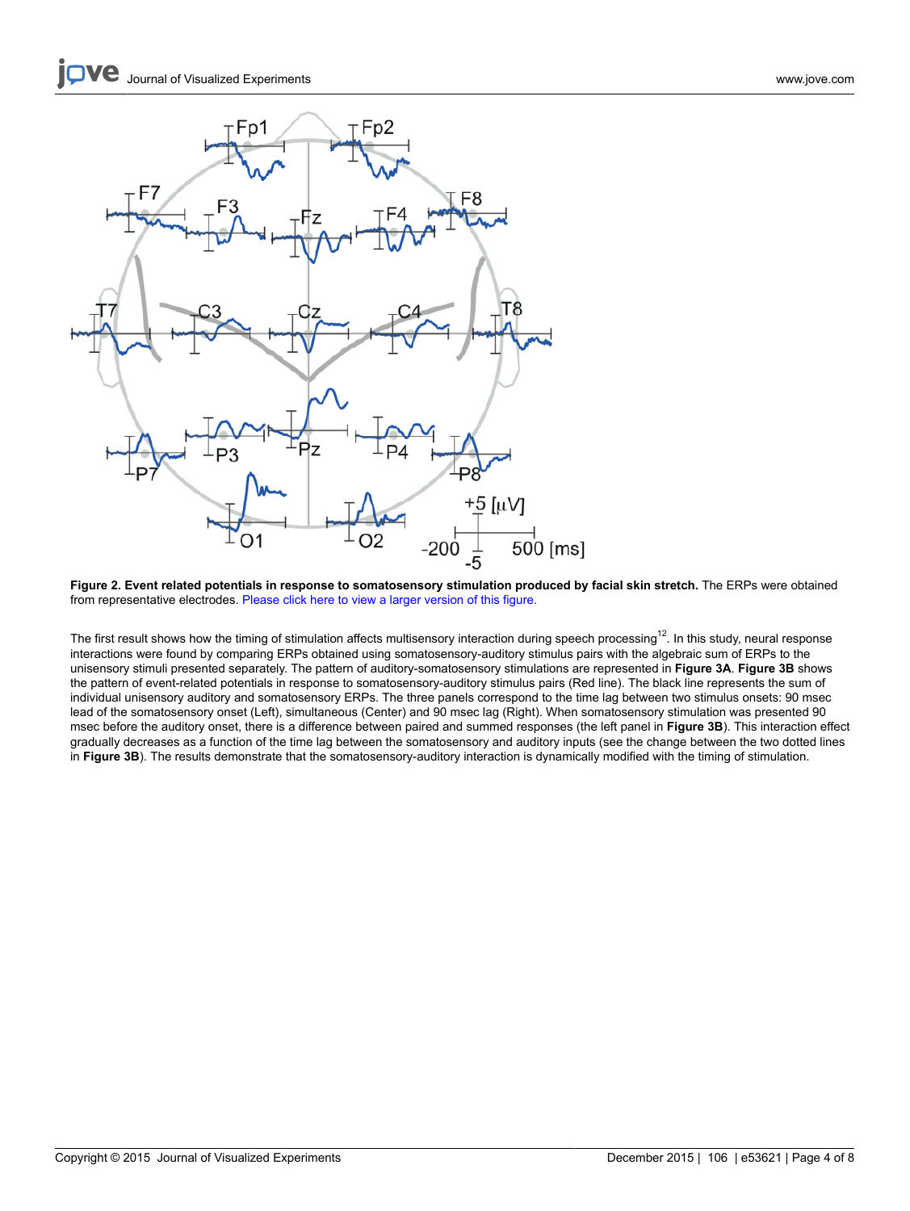**Figure 2. Event related potentials in response to somatosensory stimulation produced by facial skin stretch.** The ERPs were obtained from representative electrodes. Please click here to view a larger version of this figure.

The first result shows how the timing of stimulation affects multisensory interaction during speech processing[12]. In this study, neural response interactions were found by comparing ERPs obtained using somatosensory-auditory stimulus pairs with the algebraic sum of ERPs to the unisensory stimuli presented separately. The pattern of auditory-somatosensory stimulations are represented in **Figure 3A**. **Figure 3B** shows the pattern of event-related potentials in response to somatosensory-auditory stimulus pairs (Red line). The black line represents the sum of individual unisensory auditory and somatosensory ERPs. The three panels correspond to the time lag between two stimulus onsets: 90 msec lead of the somatosensory onset (Left), simultaneous (Center) and 90 msec lag (Right). When somatosensory stimulation was presented 90 msec before the auditory onset, there is a difference between paired and summed responses (the left panel in **Figure 3B**). This interaction effect gradually decreases as a function of the time lag between the somatosensory and auditory inputs (see the change between the two dotted lines in **Figure 3B**). The results demonstrate that the somatosensory-auditory interaction is dynamically modified with the timing of stimulation.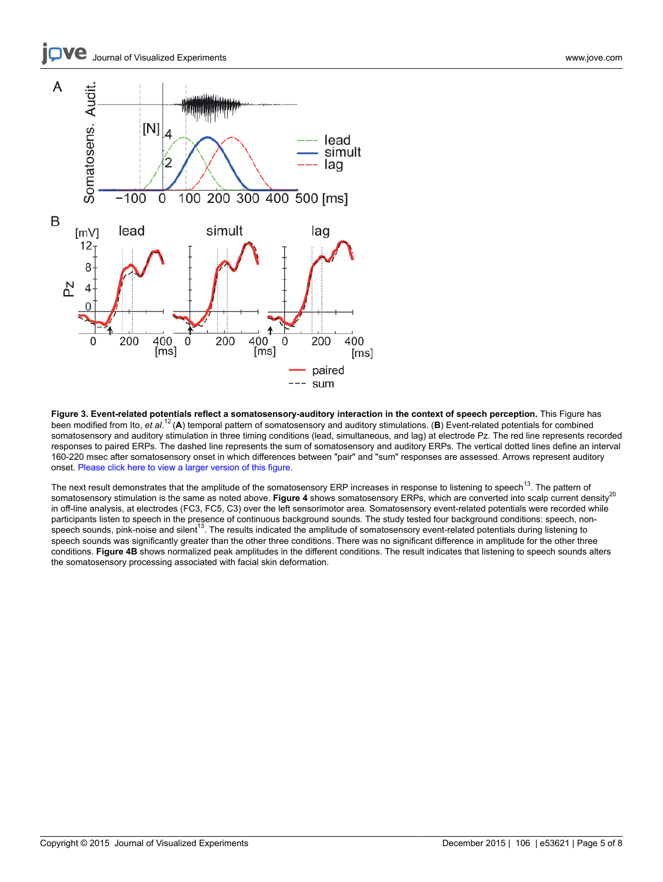**Figure 3. Event-related potentials reflect a somatosensory-auditory interaction in the context of speech perception.** This Figure has been modified from Ito, *et al.*[12] (**A**) temporal pattern of somatosensory and auditory stimulations. (**B**) Event-related potentials for combined somatosensory and auditory stimulation in three timing conditions (lead, simultaneous, and lag) at electrode Pz. The red line represents recorded responses to paired ERPs. The dashed line represents the sum of somatosensory and auditory ERPs. The vertical dotted lines define an interval 160-220 msec after somatosensory onset in which differences between "pair" and "sum" responses are assessed. Arrows represent auditory onset. Please click here to view a larger version of this figure.

The next result demonstrates that the amplitude of the somatosensory ERP increases in response to listening to speech[13]. The pattern of somatosensory stimulation is the same as noted above. **Figure 4** shows somatosensory ERPs, which are converted into scalp current density[20] in off-line analysis, at electrodes (FC3, FC5, C3) over the left sensorimotor area. Somatosensory event-related potentials were recorded while participants listen to speech in the presence of continuous background sounds. The study tested four background conditions: speech, non-speech sounds, pink-noise and silent[13]. The results indicated the amplitude of somatosensory event-related potentials during listening to speech sounds was significantly greater than the other three conditions. There was no significant difference in amplitude for the other three conditions. **Figure 4B** shows normalized peak amplitudes in the different conditions. The result indicates that listening to speech sounds alters the somatosensory processing associated with facial skin deformation.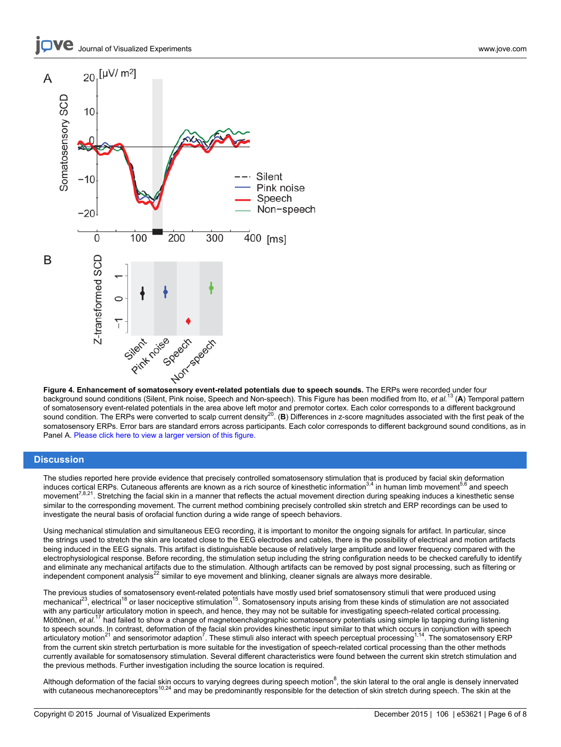**Figure 4. Enhancement of somatosensory event-related potentials due to speech sounds.** The ERPs were recorded under four background sound conditions (Silent, Pink noise, Speech and Non-speech). This Figure has been modified from Ito, *et al.*[13] (**A**) Temporal pattern of somatosensory event-related potentials in the area above left motor and premotor cortex. Each color corresponds to a different background sound condition. The ERPs were converted to scalp current density[20]. (**B**) Differences in z-score magnitudes associated with the first peak of the somatosensory ERPs. Error bars are standard errors across participants. Each color corresponds to different background sound conditions, as in Panel A. Please click here to view a larger version of this figure.

## Discussion

The studies reported here provide evidence that precisely controlled somatosensory stimulation that is produced by facial skin deformation induces cortical ERPs. Cutaneous afferents are known as a rich source of kinesthetic information[3,4] in human limb movement[5,6] and speech movement[7,8,21]. Stretching the facial skin in a manner that reflects the actual movement direction during speaking induces a kinesthetic sense similar to the corresponding movement. The current method combining precisely controlled skin stretch and ERP recordings can be used to investigate the neural basis of orofacial function during a wide range of speech behaviors.

Using mechanical stimulation and simultaneous EEG recording, it is important to monitor the ongoing signals for artifact. In particular, since the strings used to stretch the skin are located close to the EEG electrodes and cables, there is the possibility of electrical and motion artifacts being induced in the EEG signals. This artifact is distinguishable because of relatively large amplitude and lower frequency compared with the electrophysiological response. Before recording, the stimulation setup including the string configuration needs to be checked carefully to identify and eliminate any mechanical artifacts due to the stimulation. Although artifacts can be removed by post signal processing, such as filtering or independent component analysis[22] similar to eye movement and blinking, cleaner signals are always more desirable.

The previous studies of somatosensory event-related potentials have mostly used brief somatosensory stimuli that were produced using mechanical[23], electrical[18] or laser nociceptive stimulation[15]. Somatosensory inputs arising from these kinds of stimulation are not associated with any particular articulatory motion in speech, and hence, they may not be suitable for investigating speech-related cortical processing. Möttönen, *et al.*[17] had failed to show a change of magnetoencharographic somatosensory potentials using simple lip tapping during listening to speech sounds. In contrast, deformation of the facial skin provides kinesthetic input similar to that which occurs in conjunction with speech articulatory motion[21] and sensorimotor adaption[7]. These stimuli also interact with speech perceptual processing[1,14]. The somatosensory ERP from the current skin stretch perturbation is more suitable for the investigation of speech-related cortical processing than the other methods currently available for somatosensory stimulation. Several different characteristics were found between the current skin stretch stimulation and the previous methods. Further investigation including the source location is required.

Although deformation of the facial skin occurs to varying degrees during speech motion[8], the skin lateral to the oral angle is densely innervated with cutaneous mechanoreceptors[10,24] and may be predominantly responsible for the detection of skin stretch during speech. The skin at the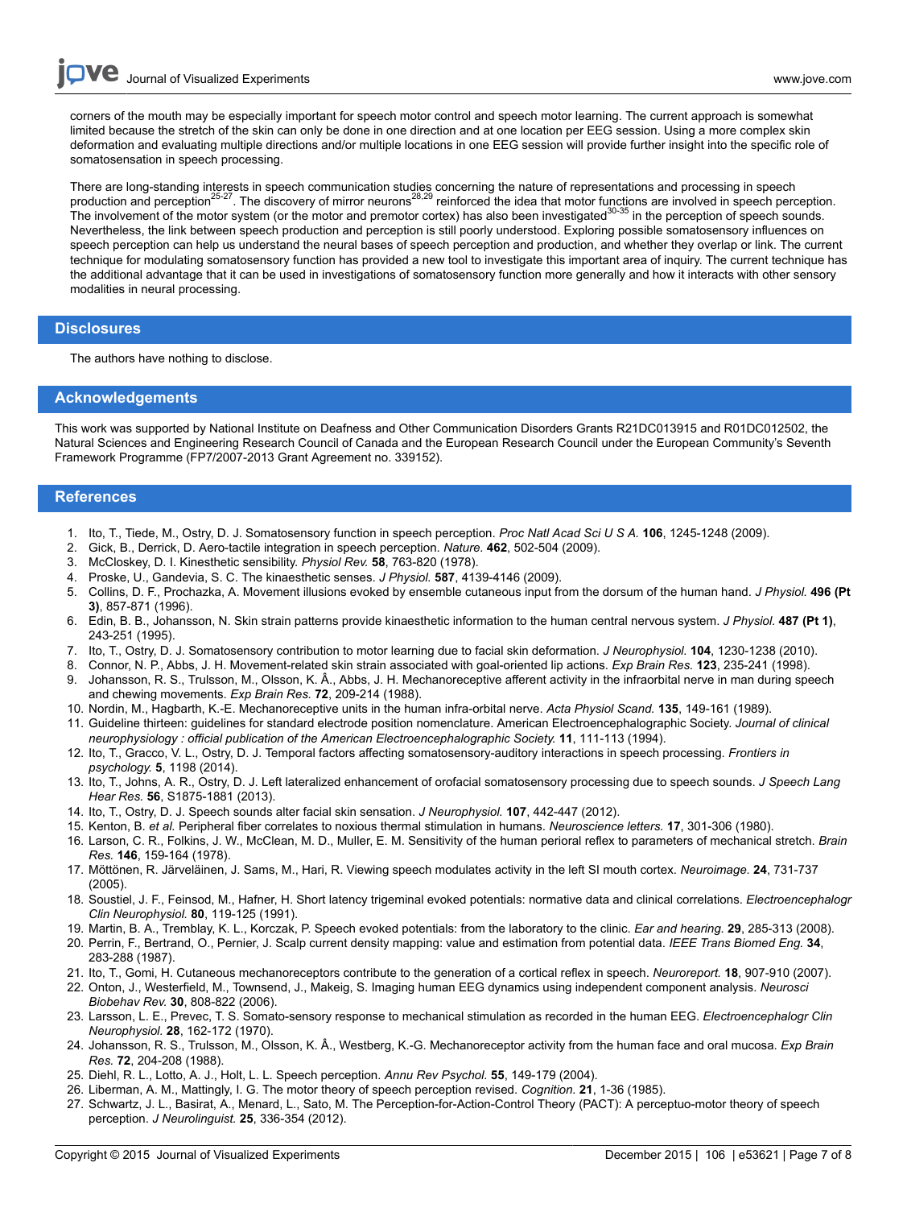corners of the mouth may be especially important for speech motor control and speech motor learning. The current approach is somewhat limited because the stretch of the skin can only be done in one direction and at one location per EEG session. Using a more complex skin deformation and evaluating multiple directions and/or multiple locations in one EEG session will provide further insight into the specific role of somatosensation in speech processing.

There are long-standing interests in speech communication studies concerning the nature of representations and processing in speech production and perception[25-27]. The discovery of mirror neurons[28,29] reinforced the idea that motor functions are involved in speech perception. The involvement of the motor system (or the motor and premotor cortex) has also been investigated[30-35] in the perception of speech sounds. Nevertheless, the link between speech production and perception is still poorly understood. Exploring possible somatosensory influences on speech perception can help us understand the neural bases of speech perception and production, and whether they overlap or link. The current technique for modulating somatosensory function has provided a new tool to investigate this important area of inquiry. The current technique has the additional advantage that it can be used in investigations of somatosensory function more generally and how it interacts with other sensory modalities in neural processing.

## Disclosures

The authors have nothing to disclose.

## Acknowledgements

This work was supported by National Institute on Deafness and Other Communication Disorders Grants R21DC013915 and R01DC012502, the Natural Sciences and Engineering Research Council of Canada and the European Research Council under the European Community's Seventh Framework Programme (FP7/2007-2013 Grant Agreement no. 339152).

## References

1. Ito, T., Tiede, M., Ostry, D. J. Somatosensory function in speech perception. *Proc Natl Acad Sci U S A.* **106**, 1245-1248 (2009).
2. Gick, B., Derrick, D. Aero-tactile integration in speech perception. *Nature.* **462**, 502-504 (2009).
3. McCloskey, D. I. Kinesthetic sensibility. *Physiol Rev.* **58**, 763-820 (1978).
4. Proske, U., Gandevia, S. C. The kinaesthetic senses. *J Physiol.* **587**, 4139-4146 (2009).
5. Collins, D. F., Prochazka, A. Movement illusions evoked by ensemble cutaneous input from the dorsum of the human hand. *J Physiol.* **496 (Pt 3)**, 857-871 (1996).
6. Edin, B. B., Johansson, N. Skin strain patterns provide kinaesthetic information to the human central nervous system. *J Physiol.* **487 (Pt 1)**, 243-251 (1995).
7. Ito, T., Ostry, D. J. Somatosensory contribution to motor learning due to facial skin deformation. *J Neurophysiol.* **104**, 1230-1238 (2010).
8. Connor, N. P., Abbs, J. H. Movement-related skin strain associated with goal-oriented lip actions. *Exp Brain Res.* **123**, 235-241 (1998).
9. Johansson, R. S., Trulsson, M., Olsson, K. Å., Abbs, J. H. Mechanoreceptive afferent activity in the infraorbital nerve in man during speech and chewing movements. *Exp Brain Res.* **72**, 209-214 (1988).
10. Nordin, M., Hagbarth, K.-E. Mechanoreceptive units in the human infra-orbital nerve. *Acta Physiol Scand.* **135**, 149-161 (1989).
11. Guideline thirteen: guidelines for standard electrode position nomenclature. American Electroencephalographic Society. *Journal of clinical neurophysiology : official publication of the American Electroencephalographic Society.* **11**, 111-113 (1994).
12. Ito, T., Gracco, V. L., Ostry, D. J. Temporal factors affecting somatosensory-auditory interactions in speech processing. *Frontiers in psychology.* **5**, 1198 (2014).
13. Ito, T., Johns, A. R., Ostry, D. J. Left lateralized enhancement of orofacial somatosensory processing due to speech sounds. *J Speech Lang Hear Res.* **56**, S1875-1881 (2013).
14. Ito, T., Ostry, D. J. Speech sounds alter facial skin sensation. *J Neurophysiol.* **107**, 442-447 (2012).
15. Kenton, B. *et al.* Peripheral fiber correlates to noxious thermal stimulation in humans. *Neuroscience letters.* **17**, 301-306 (1980).
16. Larson, C. R., Folkins, J. W., McClean, M. D., Muller, E. M. Sensitivity of the human perioral reflex to parameters of mechanical stretch. *Brain Res.* **146**, 159-164 (1978).
17. Möttönen, R. Järveläinen, J. Sams, M., Hari, R. Viewing speech modulates activity in the left SI mouth cortex. *Neuroimage.* **24**, 731-737 (2005).
18. Soustiel, J. F., Feinsod, M., Hafner, H. Short latency trigeminal evoked potentials: normative data and clinical correlations. *Electroencephalogr Clin Neurophysiol.* **80**, 119-125 (1991).
19. Martin, B. A., Tremblay, K. L., Korczak, P. Speech evoked potentials: from the laboratory to the clinic. *Ear and hearing.* **29**, 285-313 (2008).
20. Perrin, F., Bertrand, O., Pernier, J. Scalp current density mapping: value and estimation from potential data. *IEEE Trans Biomed Eng.* **34**, 283-288 (1987).
21. Ito, T., Gomi, H. Cutaneous mechanoreceptors contribute to the generation of a cortical reflex in speech. *Neuroreport.* **18**, 907-910 (2007).
22. Onton, J., Westerfield, M., Townsend, J., Makeig, S. Imaging human EEG dynamics using independent component analysis. *Neurosci Biobehav Rev.* **30**, 808-822 (2006).
23. Larsson, L. E., Prevec, T. S. Somato-sensory response to mechanical stimulation as recorded in the human EEG. *Electroencephalogr Clin Neurophysiol.* **28**, 162-172 (1970).
24. Johansson, R. S., Trulsson, M., Olsson, K. Å., Westberg, K.-G. Mechanoreceptor activity from the human face and oral mucosa. *Exp Brain Res.* **72**, 204-208 (1988).
25. Diehl, R. L., Lotto, A. J., Holt, L. L. Speech perception. *Annu Rev Psychol.* **55**, 149-179 (2004).
26. Liberman, A. M., Mattingly, I. G. The motor theory of speech perception revised. *Cognition.* **21**, 1-36 (1985).
27. Schwartz, J. L., Basirat, A., Menard, L., Sato, M. The Perception-for-Action-Control Theory (PACT): A perceptuo-motor theory of speech perception. *J Neurolinguist.* **25**, 336-354 (2012).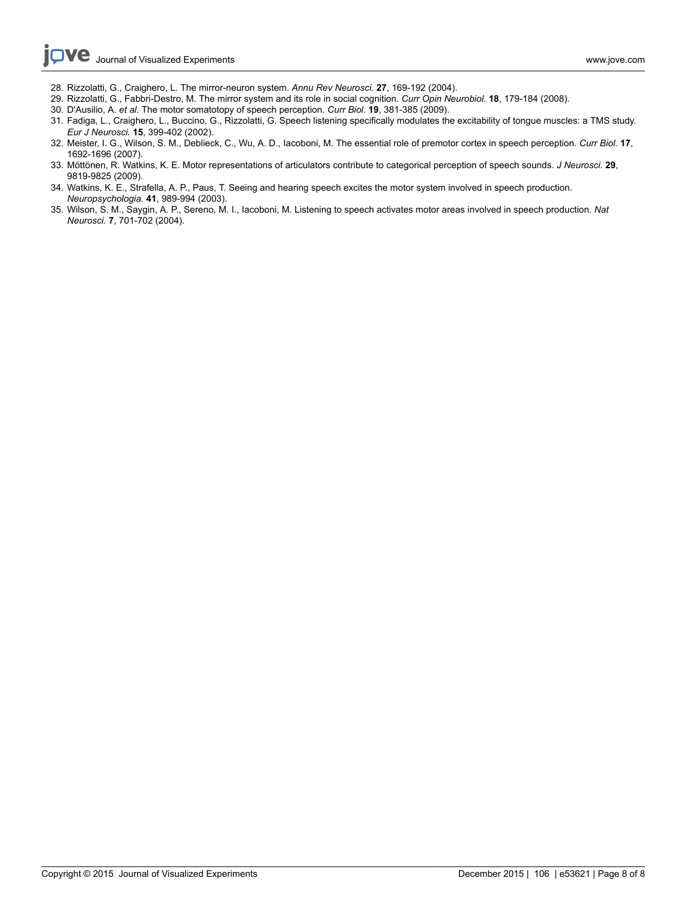28. Rizzolatti, G., Craighero, L. The mirror-neuron system. *Annu Rev Neurosci.* **27**, 169-192 (2004).
29. Rizzolatti, G., Fabbri-Destro, M. The mirror system and its role in social cognition. *Curr Opin Neurobiol.* **18**, 179-184 (2008).
30. D'Ausilio, A. *et al.* The motor somatotopy of speech perception. *Curr Biol.* **19**, 381-385 (2009).
31. Fadiga, L., Craighero, L., Buccino, G., Rizzolatti, G. Speech listening specifically modulates the excitability of tongue muscles: a TMS study. *Eur J Neurosci.* **15**, 399-402 (2002).
32. Meister, I. G., Wilson, S. M., Deblieck, C., Wu, A. D., Iacoboni, M. The essential role of premotor cortex in speech perception. *Curr Biol.* **17**, 1692-1696 (2007).
33. Möttönen, R. Watkins, K. E. Motor representations of articulators contribute to categorical perception of speech sounds. *J Neurosci.* **29**, 9819-9825 (2009).
34. Watkins, K. E., Strafella, A. P., Paus, T. Seeing and hearing speech excites the motor system involved in speech production. *Neuropsychologia.* **41**, 989-994 (2003).
35. Wilson, S. M., Saygin, A. P., Sereno, M. I., Iacoboni, M. Listening to speech activates motor areas involved in speech production. *Nat Neurosci.* **7**, 701-702 (2004).